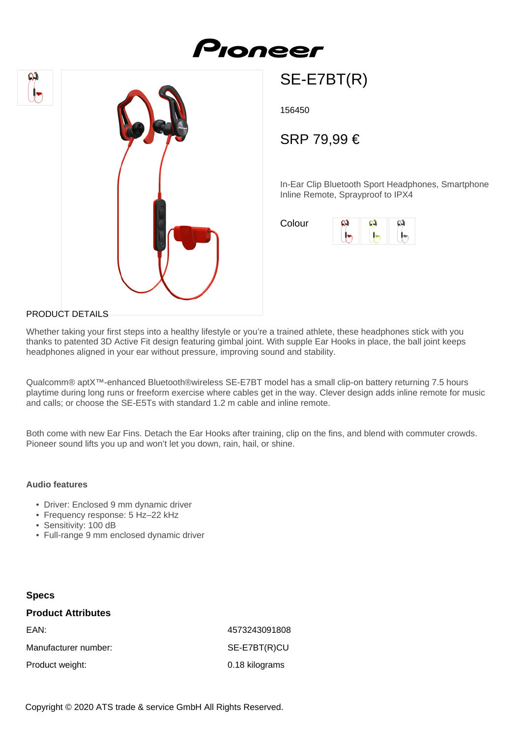# SE-E7BT(R)

156450

## SRP 79,99 €

In-Ear Clip Bluetooth Sport Headphones, Smartphone Inline Remote, Sprayproof to IPX4

Colour

PRODUCT DETAILS

Whether taking your first steps into a healthy lifestyle or you're a trained athlete, these headphones stick with you thanks to patented 3D Active Fit design featuring gimbal joint. With supple Ear Hooks in place, the ball joint keeps headphones aligned in your ear without pressure, improving sound and stability.

Qualcomm® aptX™-enhanced Bluetooth®wireless SE-E7BT model has a small clip-on battery returning 7.5 hours playtime during long runs or freeform exercise where cables get in the way. Clever design adds inline remote for music and calls; or choose the SE-E5Ts with standard 1.2 m cable and inline remote.

Both come with new Ear Fins. Detach the Ear Hooks after training, clip on the fins, and blend with commuter crowds. Pioneer sound lifts you up and won't let you down, rain, hail, or shine.

### Audio features

- Driver: Enclosed 9 mm dynamic driver
- Frequency response: 5 Hz–22 kHz
- Sensitivity: 100 dB
- Full-range 9 mm enclosed dynamic driver

### Specs

### Product Attributes

| | |
|---|---|
| EAN: | 4573243091808 |
| Manufacturer number: | SE-E7BT(R)CU |
| Product weight: | 0.18 kilograms |

Copyright © 2020 ATS trade & service GmbH All Rights Reserved.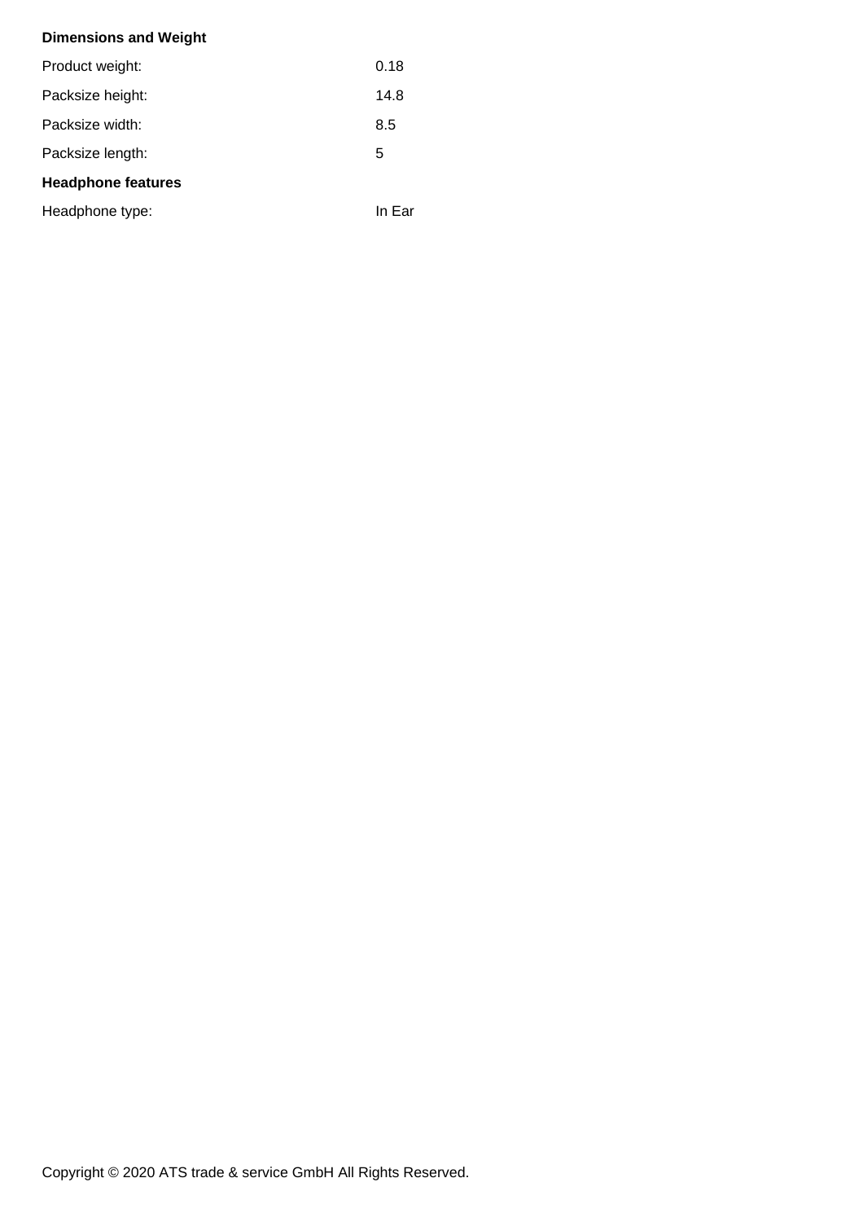**Dimensions and Weight**

| | |
|---|---|
| Product weight: | 0.18 |
| Packsize height: | 14.8 |
| Packsize width: | 8.5 |
| Packsize length: | 5 |

**Headphone features**

| | |
|---|---|
| Headphone type: | In Ear |

Copyright © 2020 ATS trade & service GmbH All Rights Reserved.